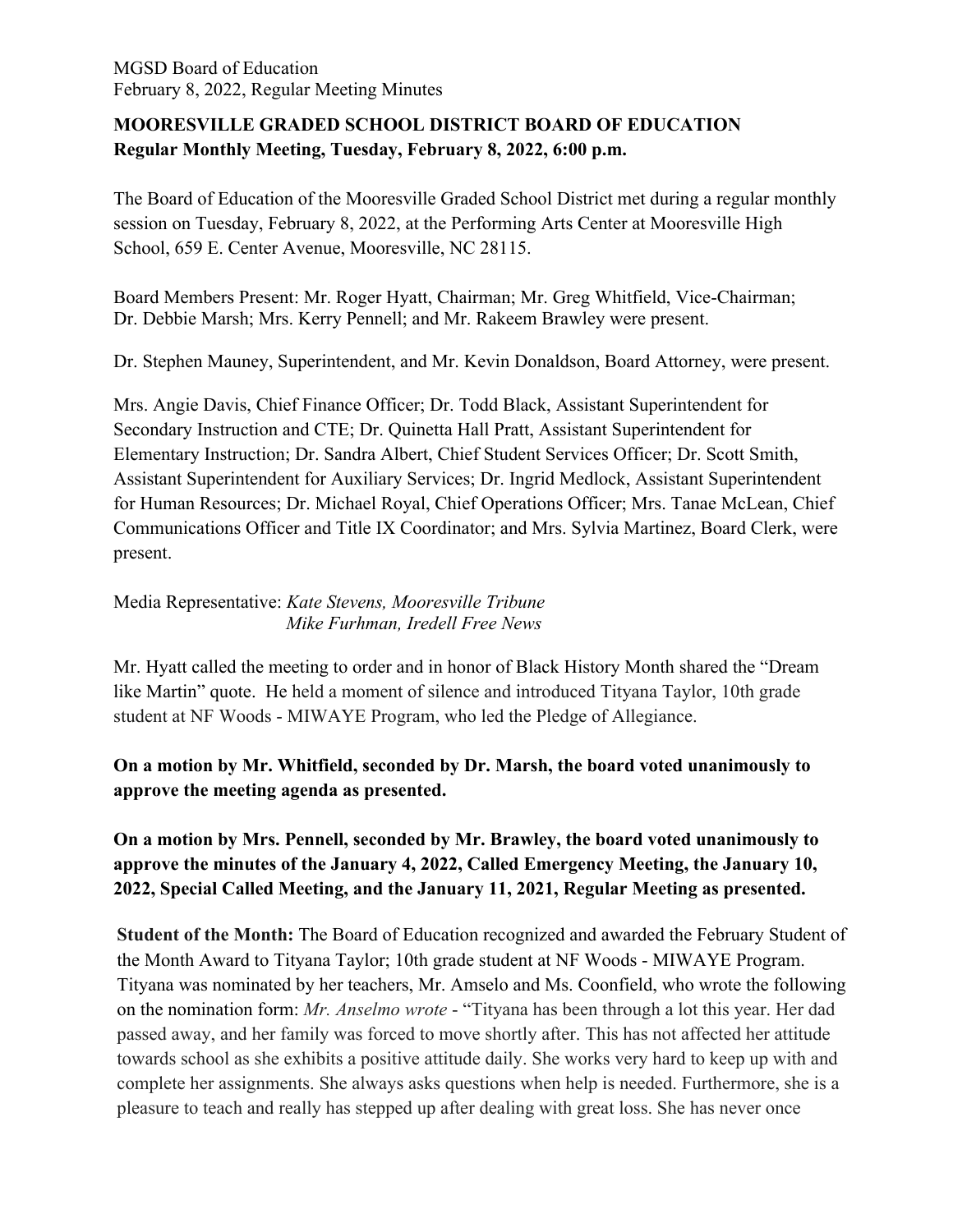**MOORESVILLE GRADED SCHOOL DISTRICT BOARD OF EDUCATION**
**Regular Monthly Meeting, Tuesday, February 8, 2022, 6:00 p.m.**

The Board of Education of the Mooresville Graded School District met during a regular monthly session on Tuesday, February 8, 2022, at the Performing Arts Center at Mooresville High School, 659 E. Center Avenue, Mooresville, NC 28115.

Board Members Present: Mr. Roger Hyatt, Chairman; Mr. Greg Whitfield, Vice-Chairman; Dr. Debbie Marsh; Mrs. Kerry Pennell; and Mr. Rakeem Brawley were present.

Dr. Stephen Mauney, Superintendent, and Mr. Kevin Donaldson, Board Attorney, were present.

Mrs. Angie Davis, Chief Finance Officer; Dr. Todd Black, Assistant Superintendent for Secondary Instruction and CTE; Dr. Quinetta Hall Pratt, Assistant Superintendent for Elementary Instruction; Dr. Sandra Albert, Chief Student Services Officer; Dr. Scott Smith, Assistant Superintendent for Auxiliary Services; Dr. Ingrid Medlock, Assistant Superintendent for Human Resources; Dr. Michael Royal, Chief Operations Officer; Mrs. Tanae McLean, Chief Communications Officer and Title IX Coordinator; and Mrs. Sylvia Martinez, Board Clerk, were present.

Media Representative: *Kate Stevens, Mooresville Tribune*
*Mike Furhman, Iredell Free News*

Mr. Hyatt called the meeting to order and in honor of Black History Month shared the "Dream like Martin" quote. He held a moment of silence and introduced Tityana Taylor, 10th grade student at NF Woods - MIWAYE Program, who led the Pledge of Allegiance.

**On a motion by Mr. Whitfield, seconded by Dr. Marsh, the board voted unanimously to approve the meeting agenda as presented.**

**On a motion by Mrs. Pennell, seconded by Mr. Brawley, the board voted unanimously to approve the minutes of the January 4, 2022, Called Emergency Meeting, the January 10, 2022, Special Called Meeting, and the January 11, 2021, Regular Meeting as presented.**

**Student of the Month:** The Board of Education recognized and awarded the February Student of the Month Award to Tityana Taylor; 10th grade student at NF Woods - MIWAYE Program. Tityana was nominated by her teachers, Mr. Amselo and Ms. Coonfield, who wrote the following on the nomination form: *Mr. Anselmo wrote* - "Tityana has been through a lot this year. Her dad passed away, and her family was forced to move shortly after. This has not affected her attitude towards school as she exhibits a positive attitude daily. She works very hard to keep up with and complete her assignments. She always asks questions when help is needed. Furthermore, she is a pleasure to teach and really has stepped up after dealing with great loss. She has never once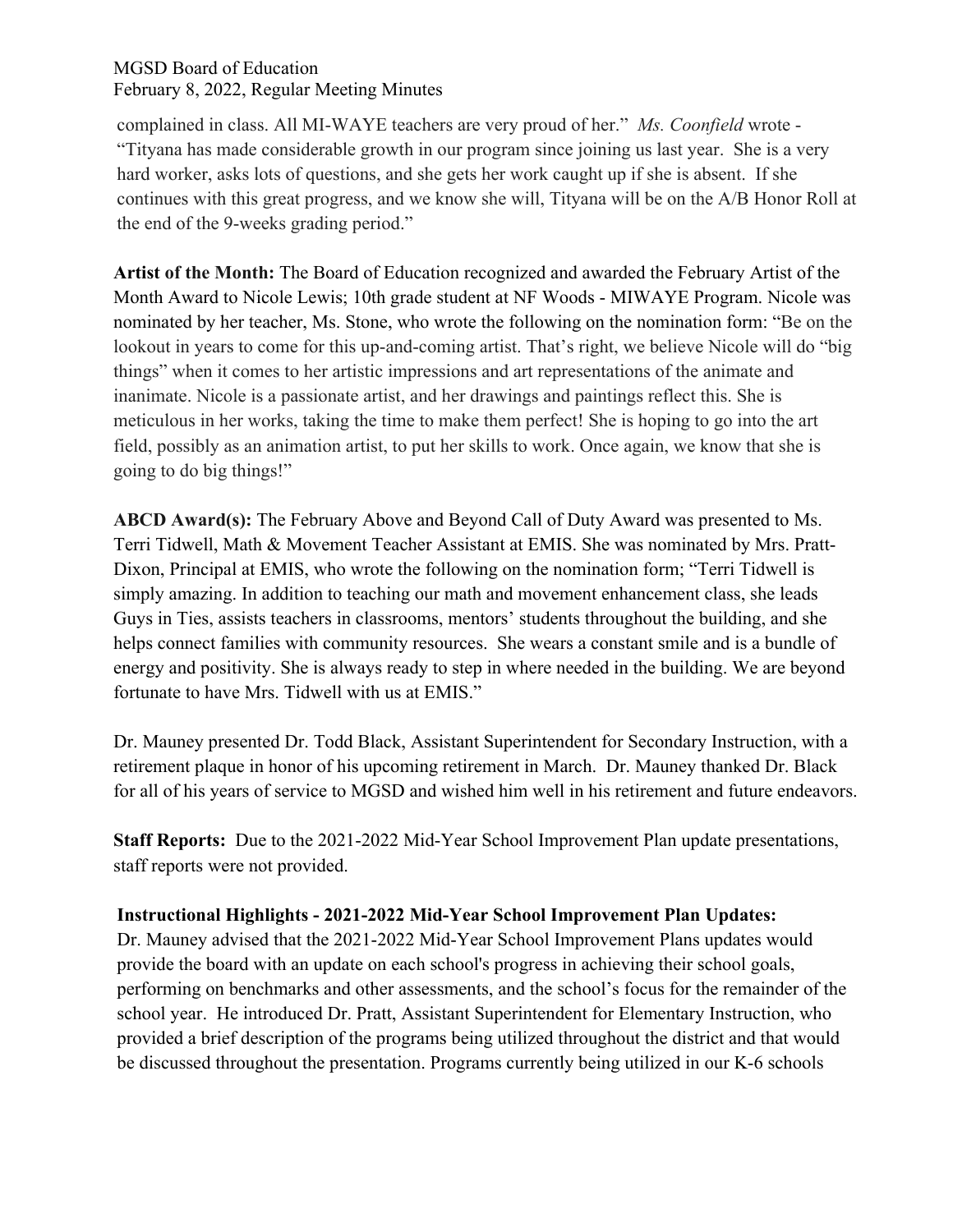complained in class. All MI-WAYE teachers are very proud of her." *Ms. Coonfield* wrote - "Tityana has made considerable growth in our program since joining us last year. She is a very hard worker, asks lots of questions, and she gets her work caught up if she is absent. If she continues with this great progress, and we know she will, Tityana will be on the A/B Honor Roll at the end of the 9-weeks grading period."

**Artist of the Month:** The Board of Education recognized and awarded the February Artist of the Month Award to Nicole Lewis; 10th grade student at NF Woods - MIWAYE Program. Nicole was nominated by her teacher, Ms. Stone, who wrote the following on the nomination form: "Be on the lookout in years to come for this up-and-coming artist. That's right, we believe Nicole will do "big things" when it comes to her artistic impressions and art representations of the animate and inanimate. Nicole is a passionate artist, and her drawings and paintings reflect this. She is meticulous in her works, taking the time to make them perfect! She is hoping to go into the art field, possibly as an animation artist, to put her skills to work. Once again, we know that she is going to do big things!"

**ABCD Award(s):** The February Above and Beyond Call of Duty Award was presented to Ms. Terri Tidwell, Math & Movement Teacher Assistant at EMIS. She was nominated by Mrs. Pratt-Dixon, Principal at EMIS, who wrote the following on the nomination form; "Terri Tidwell is simply amazing. In addition to teaching our math and movement enhancement class, she leads Guys in Ties, assists teachers in classrooms, mentors' students throughout the building, and she helps connect families with community resources. She wears a constant smile and is a bundle of energy and positivity. She is always ready to step in where needed in the building. We are beyond fortunate to have Mrs. Tidwell with us at EMIS."

Dr. Mauney presented Dr. Todd Black, Assistant Superintendent for Secondary Instruction, with a retirement plaque in honor of his upcoming retirement in March. Dr. Mauney thanked Dr. Black for all of his years of service to MGSD and wished him well in his retirement and future endeavors.

**Staff Reports:** Due to the 2021-2022 Mid-Year School Improvement Plan update presentations, staff reports were not provided.

**Instructional Highlights - 2021-2022 Mid-Year School Improvement Plan Updates:**
Dr. Mauney advised that the 2021-2022 Mid-Year School Improvement Plans updates would provide the board with an update on each school's progress in achieving their school goals, performing on benchmarks and other assessments, and the school's focus for the remainder of the school year. He introduced Dr. Pratt, Assistant Superintendent for Elementary Instruction, who provided a brief description of the programs being utilized throughout the district and that would be discussed throughout the presentation. Programs currently being utilized in our K-6 schools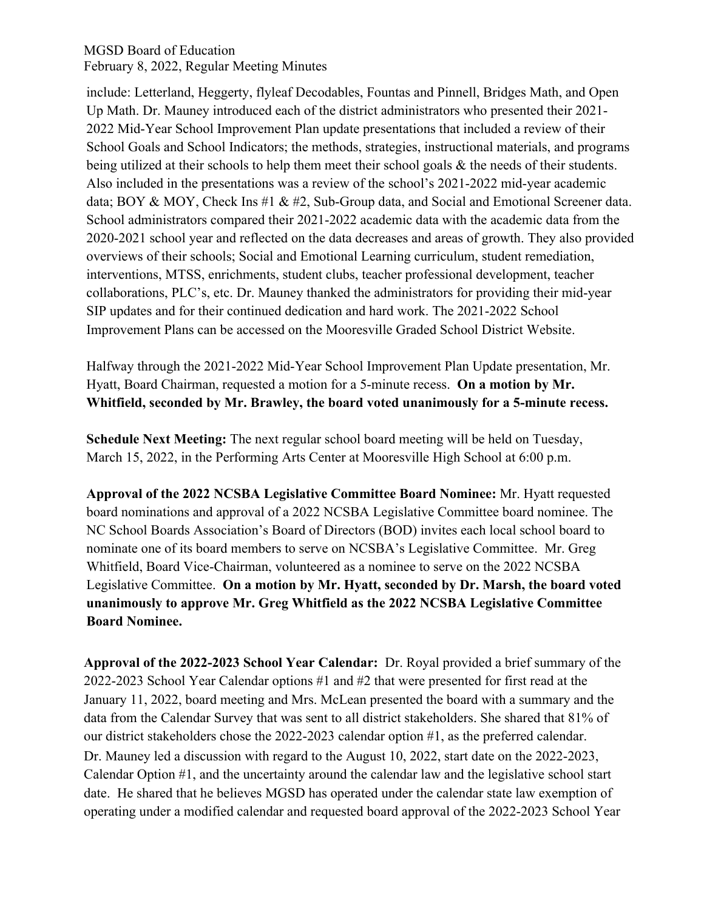include: Letterland, Heggerty, flyleaf Decodables, Fountas and Pinnell, Bridges Math, and Open Up Math. Dr. Mauney introduced each of the district administrators who presented their 2021-2022 Mid-Year School Improvement Plan update presentations that included a review of their School Goals and School Indicators; the methods, strategies, instructional materials, and programs being utilized at their schools to help them meet their school goals & the needs of their students. Also included in the presentations was a review of the school's 2021-2022 mid-year academic data; BOY & MOY, Check Ins #1 & #2, Sub-Group data, and Social and Emotional Screener data. School administrators compared their 2021-2022 academic data with the academic data from the 2020-2021 school year and reflected on the data decreases and areas of growth. They also provided overviews of their schools; Social and Emotional Learning curriculum, student remediation, interventions, MTSS, enrichments, student clubs, teacher professional development, teacher collaborations, PLC's, etc. Dr. Mauney thanked the administrators for providing their mid-year SIP updates and for their continued dedication and hard work. The 2021-2022 School Improvement Plans can be accessed on the Mooresville Graded School District Website.

Halfway through the 2021-2022 Mid-Year School Improvement Plan Update presentation, Mr. Hyatt, Board Chairman, requested a motion for a 5-minute recess. **On a motion by Mr. Whitfield, seconded by Mr. Brawley, the board voted unanimously for a 5-minute recess.**

**Schedule Next Meeting:** The next regular school board meeting will be held on Tuesday, March 15, 2022, in the Performing Arts Center at Mooresville High School at 6:00 p.m.

**Approval of the 2022 NCSBA Legislative Committee Board Nominee:** Mr. Hyatt requested board nominations and approval of a 2022 NCSBA Legislative Committee board nominee. The NC School Boards Association's Board of Directors (BOD) invites each local school board to nominate one of its board members to serve on NCSBA's Legislative Committee. Mr. Greg Whitfield, Board Vice-Chairman, volunteered as a nominee to serve on the 2022 NCSBA Legislative Committee. **On a motion by Mr. Hyatt, seconded by Dr. Marsh, the board voted unanimously to approve Mr. Greg Whitfield as the 2022 NCSBA Legislative Committee Board Nominee.**

**Approval of the 2022-2023 School Year Calendar:** Dr. Royal provided a brief summary of the 2022-2023 School Year Calendar options #1 and #2 that were presented for first read at the January 11, 2022, board meeting and Mrs. McLean presented the board with a summary and the data from the Calendar Survey that was sent to all district stakeholders. She shared that 81% of our district stakeholders chose the 2022-2023 calendar option #1, as the preferred calendar. Dr. Mauney led a discussion with regard to the August 10, 2022, start date on the 2022-2023, Calendar Option #1, and the uncertainty around the calendar law and the legislative school start date. He shared that he believes MGSD has operated under the calendar state law exemption of operating under a modified calendar and requested board approval of the 2022-2023 School Year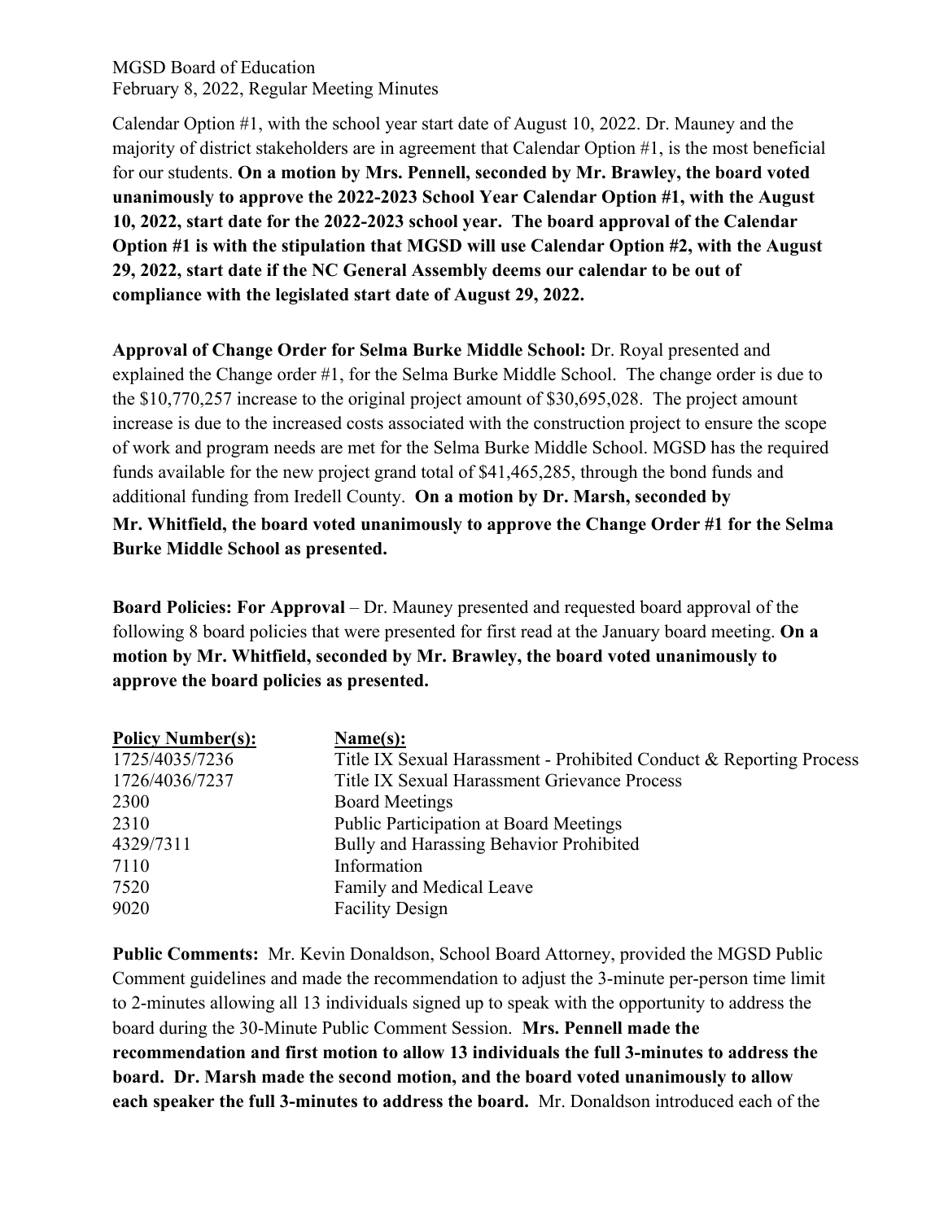Calendar Option #1, with the school year start date of August 10, 2022. Dr. Mauney and the majority of district stakeholders are in agreement that Calendar Option #1, is the most beneficial for our students. **On a motion by Mrs. Pennell, seconded by Mr. Brawley, the board voted unanimously to approve the 2022-2023 School Year Calendar Option #1, with the August 10, 2022, start date for the 2022-2023 school year. The board approval of the Calendar Option #1 is with the stipulation that MGSD will use Calendar Option #2, with the August 29, 2022, start date if the NC General Assembly deems our calendar to be out of compliance with the legislated start date of August 29, 2022.**

**Approval of Change Order for Selma Burke Middle School:** Dr. Royal presented and explained the Change order #1, for the Selma Burke Middle School. The change order is due to the $10,770,257 increase to the original project amount of $30,695,028. The project amount increase is due to the increased costs associated with the construction project to ensure the scope of work and program needs are met for the Selma Burke Middle School. MGSD has the required funds available for the new project grand total of $41,465,285, through the bond funds and additional funding from Iredell County. **On a motion by Dr. Marsh, seconded by Mr. Whitfield, the board voted unanimously to approve the Change Order #1 for the Selma Burke Middle School as presented.**

**Board Policies: For Approval** – Dr. Mauney presented and requested board approval of the following 8 board policies that were presented for first read at the January board meeting. **On a motion by Mr. Whitfield, seconded by Mr. Brawley, the board voted unanimously to approve the board policies as presented.**

| Policy Number(s): | Name(s): |
|---|---|
| 1725/4035/7236 | Title IX Sexual Harassment - Prohibited Conduct & Reporting Process |
| 1726/4036/7237 | Title IX Sexual Harassment Grievance Process |
| 2300 | Board Meetings |
| 2310 | Public Participation at Board Meetings |
| 4329/7311 | Bully and Harassing Behavior Prohibited |
| 7110 | Information |
| 7520 | Family and Medical Leave |
| 9020 | Facility Design |

**Public Comments:** Mr. Kevin Donaldson, School Board Attorney, provided the MGSD Public Comment guidelines and made the recommendation to adjust the 3-minute per-person time limit to 2-minutes allowing all 13 individuals signed up to speak with the opportunity to address the board during the 30-Minute Public Comment Session. **Mrs. Pennell made the recommendation and first motion to allow 13 individuals the full 3-minutes to address the board. Dr. Marsh made the second motion, and the board voted unanimously to allow each speaker the full 3-minutes to address the board.** Mr. Donaldson introduced each of the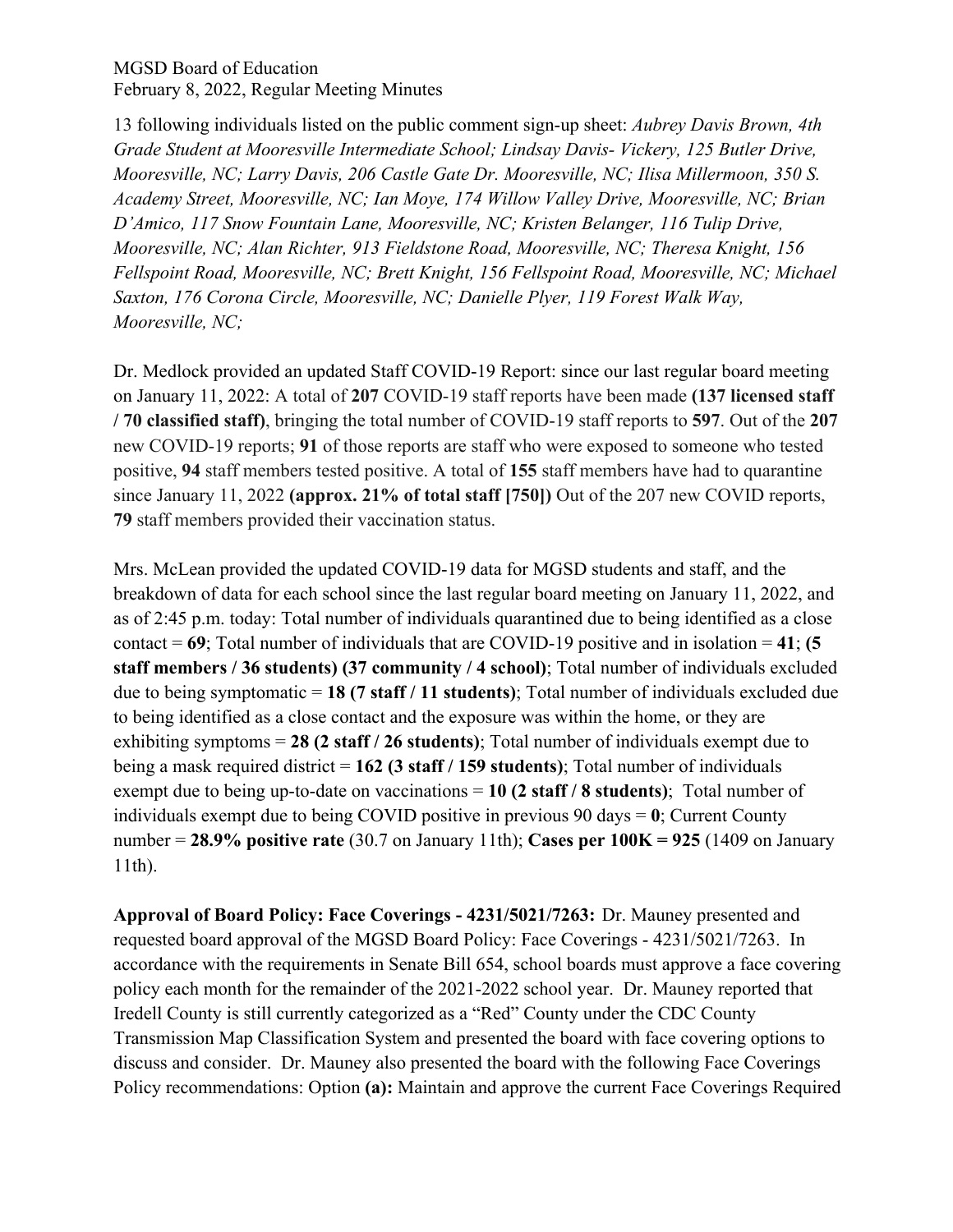13 following individuals listed on the public comment sign-up sheet: *Aubrey Davis Brown, 4th Grade Student at Mooresville Intermediate School; Lindsay Davis- Vickery, 125 Butler Drive, Mooresville, NC; Larry Davis, 206 Castle Gate Dr. Mooresville, NC; Ilisa Millermoon, 350 S. Academy Street, Mooresville, NC; Ian Moye, 174 Willow Valley Drive, Mooresville, NC; Brian D'Amico, 117 Snow Fountain Lane, Mooresville, NC; Kristen Belanger, 116 Tulip Drive, Mooresville, NC; Alan Richter, 913 Fieldstone Road, Mooresville, NC; Theresa Knight, 156 Fellspoint Road, Mooresville, NC; Brett Knight, 156 Fellspoint Road, Mooresville, NC; Michael Saxton, 176 Corona Circle, Mooresville, NC; Danielle Plyer, 119 Forest Walk Way, Mooresville, NC;*

Dr. Medlock provided an updated Staff COVID-19 Report: since our last regular board meeting on January 11, 2022: A total of **207** COVID-19 staff reports have been made **(137 licensed staff / 70 classified staff)**, bringing the total number of COVID-19 staff reports to **597**. Out of the **207** new COVID-19 reports; **91** of those reports are staff who were exposed to someone who tested positive, **94** staff members tested positive. A total of **155** staff members have had to quarantine since January 11, 2022 **(approx. 21% of total staff [750])** Out of the 207 new COVID reports, **79** staff members provided their vaccination status.

Mrs. McLean provided the updated COVID-19 data for MGSD students and staff, and the breakdown of data for each school since the last regular board meeting on January 11, 2022, and as of 2:45 p.m. today: Total number of individuals quarantined due to being identified as a close contact = **69**; Total number of individuals that are COVID-19 positive and in isolation = **41**; **(5 staff members / 36 students) (37 community / 4 school)**; Total number of individuals excluded due to being symptomatic = **18 (7 staff / 11 students)**; Total number of individuals excluded due to being identified as a close contact and the exposure was within the home, or they are exhibiting symptoms = **28 (2 staff / 26 students)**; Total number of individuals exempt due to being a mask required district = **162 (3 staff / 159 students)**; Total number of individuals exempt due to being up-to-date on vaccinations = **10 (2 staff / 8 students)**; Total number of individuals exempt due to being COVID positive in previous 90 days = **0**; Current County number = **28.9% positive rate** (30.7 on January 11th); **Cases per 100K = 925** (1409 on January 11th).

**Approval of Board Policy: Face Coverings - 4231/5021/7263:** Dr. Mauney presented and requested board approval of the MGSD Board Policy: Face Coverings - 4231/5021/7263. In accordance with the requirements in Senate Bill 654, school boards must approve a face covering policy each month for the remainder of the 2021-2022 school year. Dr. Mauney reported that Iredell County is still currently categorized as a "Red" County under the CDC County Transmission Map Classification System and presented the board with face covering options to discuss and consider. Dr. Mauney also presented the board with the following Face Coverings Policy recommendations: Option **(a):** Maintain and approve the current Face Coverings Required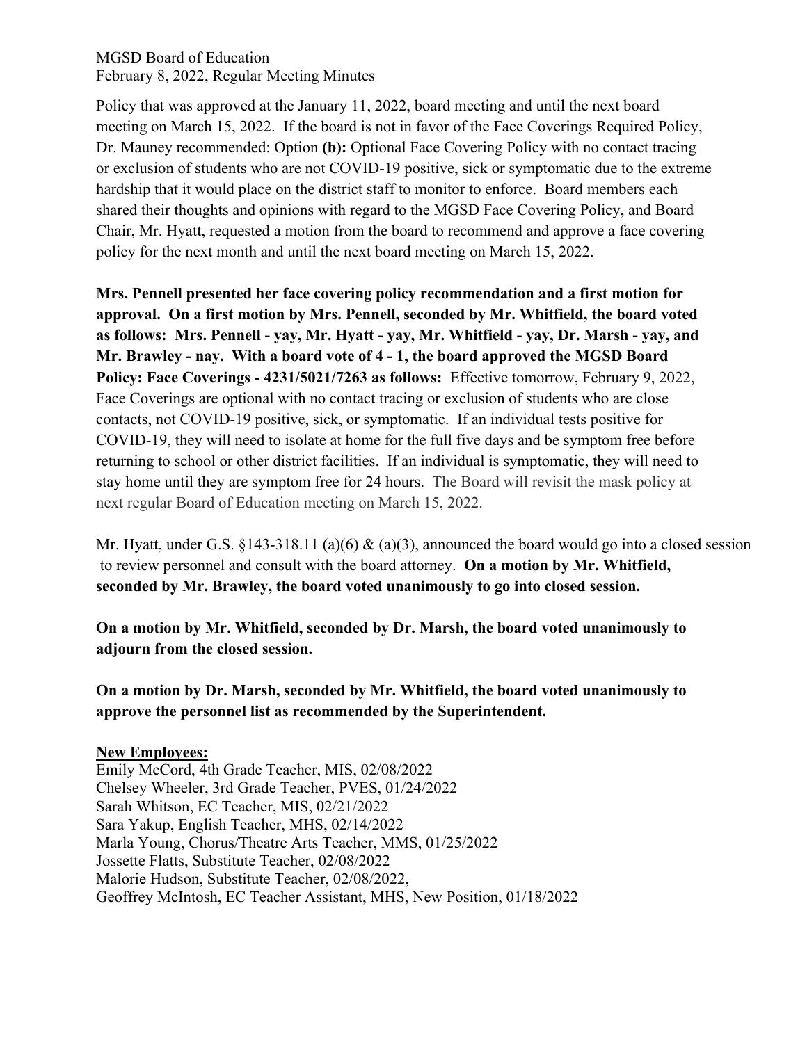Policy that was approved at the January 11, 2022, board meeting and until the next board meeting on March 15, 2022. If the board is not in favor of the Face Coverings Required Policy, Dr. Mauney recommended: Option **(b):** Optional Face Covering Policy with no contact tracing or exclusion of students who are not COVID-19 positive, sick or symptomatic due to the extreme hardship that it would place on the district staff to monitor to enforce. Board members each shared their thoughts and opinions with regard to the MGSD Face Covering Policy, and Board Chair, Mr. Hyatt, requested a motion from the board to recommend and approve a face covering policy for the next month and until the next board meeting on March 15, 2022.

**Mrs. Pennell presented her face covering policy recommendation and a first motion for approval. On a first motion by Mrs. Pennell, seconded by Mr. Whitfield, the board voted as follows: Mrs. Pennell - yay, Mr. Hyatt - yay, Mr. Whitfield - yay, Dr. Marsh - yay, and Mr. Brawley - nay. With a board vote of 4 - 1, the board approved the MGSD Board Policy: Face Coverings - 4231/5021/7263 as follows:** Effective tomorrow, February 9, 2022, Face Coverings are optional with no contact tracing or exclusion of students who are close contacts, not COVID-19 positive, sick, or symptomatic. If an individual tests positive for COVID-19, they will need to isolate at home for the full five days and be symptom free before returning to school or other district facilities. If an individual is symptomatic, they will need to stay home until they are symptom free for 24 hours. The Board will revisit the mask policy at next regular Board of Education meeting on March 15, 2022.

Mr. Hyatt, under G.S. §143-318.11 (a)(6) & (a)(3), announced the board would go into a closed session to review personnel and consult with the board attorney. **On a motion by Mr. Whitfield, seconded by Mr. Brawley, the board voted unanimously to go into closed session.**

**On a motion by Mr. Whitfield, seconded by Dr. Marsh, the board voted unanimously to adjourn from the closed session.**

**On a motion by Dr. Marsh, seconded by Mr. Whitfield, the board voted unanimously to approve the personnel list as recommended by the Superintendent.**

**New Employees:**
Emily McCord, 4th Grade Teacher, MIS, 02/08/2022
Chelsey Wheeler, 3rd Grade Teacher, PVES, 01/24/2022
Sarah Whitson, EC Teacher, MIS, 02/21/2022
Sara Yakup, English Teacher, MHS, 02/14/2022
Marla Young, Chorus/Theatre Arts Teacher, MMS, 01/25/2022
Jossette Flatts, Substitute Teacher, 02/08/2022
Malorie Hudson, Substitute Teacher, 02/08/2022,
Geoffrey McIntosh, EC Teacher Assistant, MHS, New Position, 01/18/2022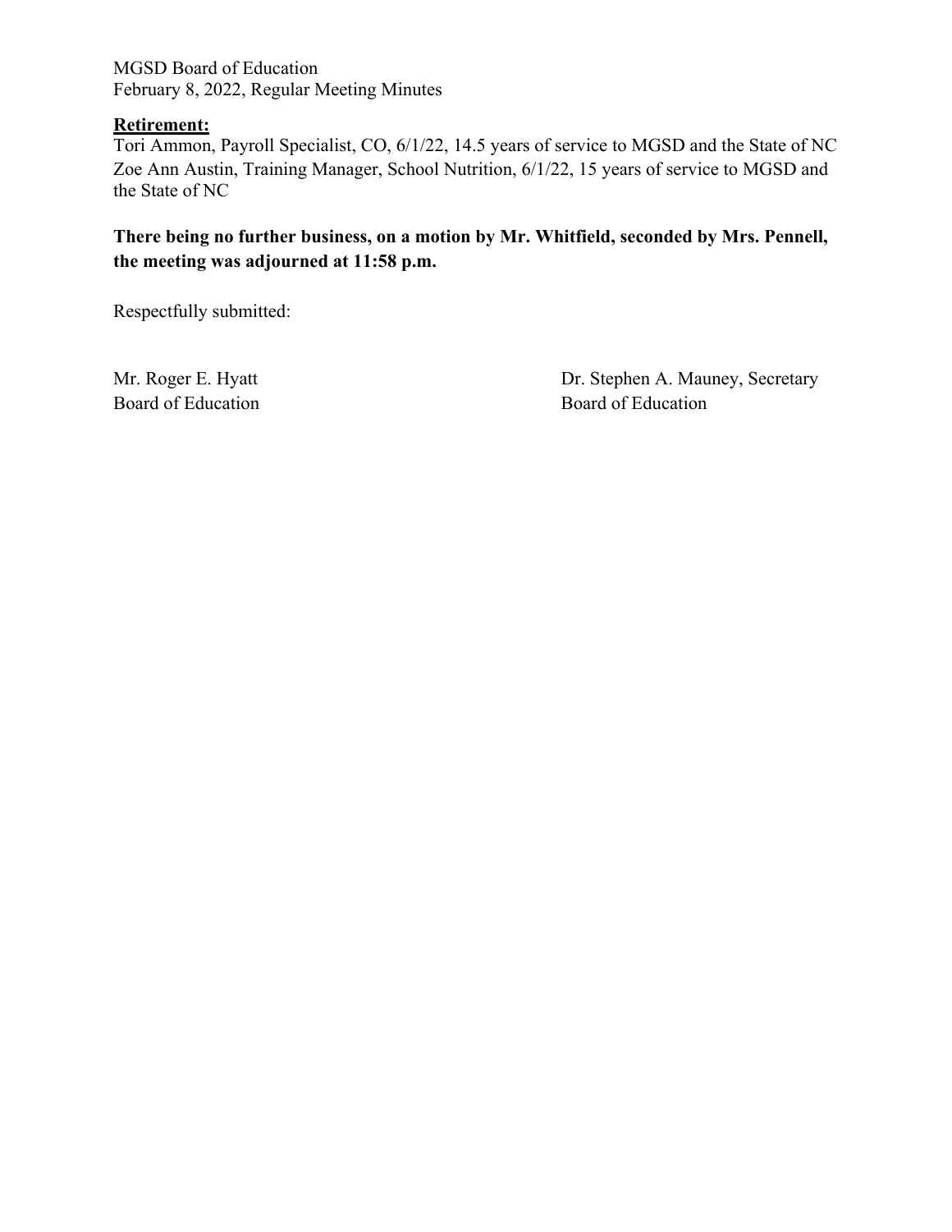**Retirement:**

Tori Ammon, Payroll Specialist, CO, 6/1/22, 14.5 years of service to MGSD and the State of NC
Zoe Ann Austin, Training Manager, School Nutrition, 6/1/22, 15 years of service to MGSD and the State of NC

**There being no further business, on a motion by Mr. Whitfield, seconded by Mrs. Pennell, the meeting was adjourned at 11:58 p.m.**

Respectfully submitted:

Mr. Roger E. Hyatt
Board of Education

Dr. Stephen A. Mauney, Secretary
Board of Education